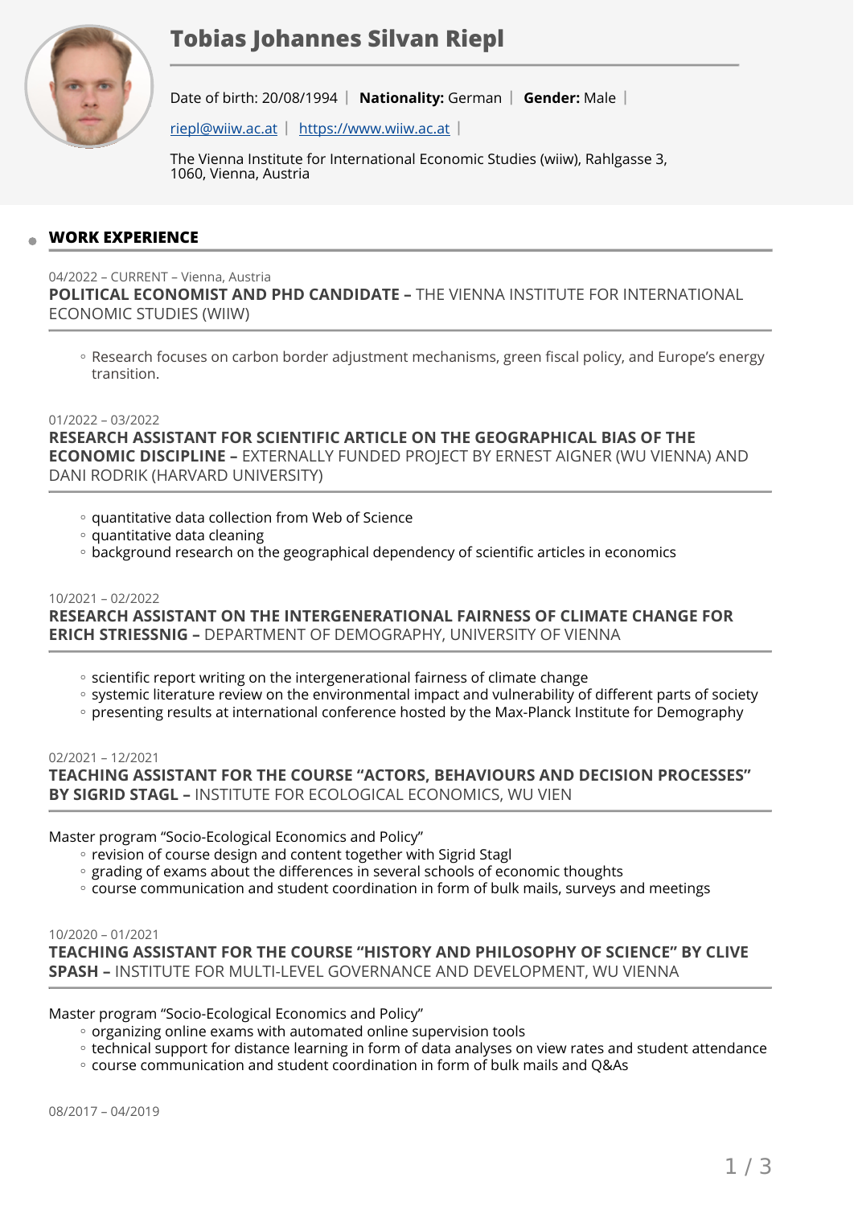# Tobias Johannes Silvan Riepl

Date of birth: 20/08/1994 | **Nationality:** German | **Gender:** Male |

riepl@wiiw.ac.at | https://www.wiiw.ac.at |

The Vienna Institute for International Economic Studies (wiiw), Rahlgasse 3, 1060, Vienna, Austria

## WORK EXPERIENCE

04/2022 – CURRENT – Vienna, Austria

**POLITICAL ECONOMIST AND PHD CANDIDATE –** THE VIENNA INSTITUTE FOR INTERNATIONAL ECONOMIC STUDIES (WIIW)

- Research focuses on carbon border adjustment mechanisms, green fiscal policy, and Europe's energy transition.

01/2022 – 03/2022

**RESEARCH ASSISTANT FOR SCIENTIFIC ARTICLE ON THE GEOGRAPHICAL BIAS OF THE ECONOMIC DISCIPLINE –** EXTERNALLY FUNDED PROJECT BY ERNEST AIGNER (WU VIENNA) AND DANI RODRIK (HARVARD UNIVERSITY)

- quantitative data collection from Web of Science
- quantitative data cleaning
- background research on the geographical dependency of scientific articles in economics

10/2021 – 02/2022

**RESEARCH ASSISTANT ON THE INTERGENERATIONAL FAIRNESS OF CLIMATE CHANGE FOR ERICH STRIESSNIG –** DEPARTMENT OF DEMOGRAPHY, UNIVERSITY OF VIENNA

- scientific report writing on the intergenerational fairness of climate change
- systemic literature review on the environmental impact and vulnerability of different parts of society
- presenting results at international conference hosted by the Max-Planck Institute for Demography

02/2021 – 12/2021

**TEACHING ASSISTANT FOR THE COURSE "ACTORS, BEHAVIOURS AND DECISION PROCESSES" BY SIGRID STAGL –** INSTITUTE FOR ECOLOGICAL ECONOMICS, WU VIEN

Master program "Socio-Ecological Economics and Policy"

- revision of course design and content together with Sigrid Stagl
- grading of exams about the differences in several schools of economic thoughts
- course communication and student coordination in form of bulk mails, surveys and meetings

10/2020 – 01/2021

**TEACHING ASSISTANT FOR THE COURSE "HISTORY AND PHILOSOPHY OF SCIENCE" BY CLIVE SPASH –** INSTITUTE FOR MULTI-LEVEL GOVERNANCE AND DEVELOPMENT, WU VIENNA

Master program "Socio-Ecological Economics and Policy"

- organizing online exams with automated online supervision tools
- technical support for distance learning in form of data analyses on view rates and student attendance
- course communication and student coordination in form of bulk mails and Q&As

08/2017 – 04/2019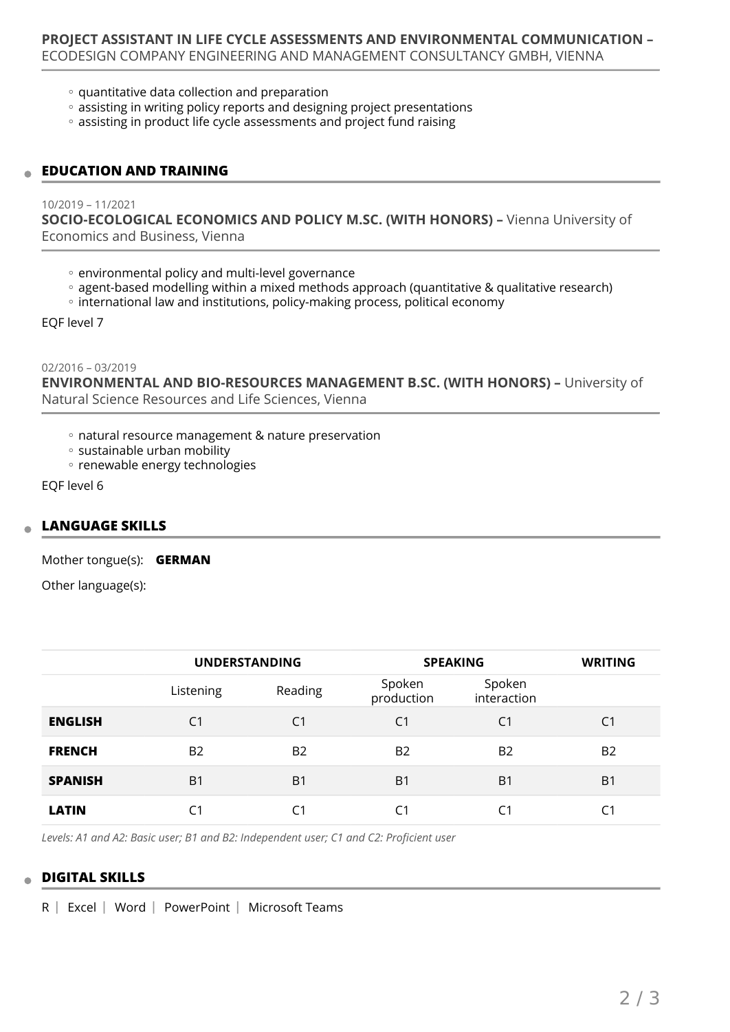### **PROJECT ASSISTANT IN LIFE CYCLE ASSESSMENTS AND ENVIRONMENTAL COMMUNICATION –** ECODESIGN COMPANY ENGINEERING AND MANAGEMENT CONSULTANCY GMBH, VIENNA

- quantitative data collection and preparation
- assisting in writing policy reports and designing project presentations
- assisting in product life cycle assessments and project fund raising

## EDUCATION AND TRAINING

10/2019 – 11/2021

### **SOCIO-ECOLOGICAL ECONOMICS AND POLICY M.SC. (WITH HONORS) –** Vienna University of Economics and Business, Vienna

- environmental policy and multi-level governance
- agent-based modelling within a mixed methods approach (quantitative & qualitative research)
- international law and institutions, policy-making process, political economy

EQF level 7

02/2016 – 03/2019

### **ENVIRONMENTAL AND BIO-RESOURCES MANAGEMENT B.SC. (WITH HONORS) –** University of Natural Science Resources and Life Sciences, Vienna

- natural resource management & nature preservation
- sustainable urban mobility
- renewable energy technologies

EQF level 6

## LANGUAGE SKILLS

Mother tongue(s): **GERMAN**

Other language(s):

| | **UNDERSTANDING** | | **SPEAKING** | | **WRITING** |
|---|---|---|---|---|---|
| | Listening | Reading | Spoken production | Spoken interaction | |
| **ENGLISH** | C1 | C1 | C1 | C1 | C1 |
| **FRENCH** | B2 | B2 | B2 | B2 | B2 |
| **SPANISH** | B1 | B1 | B1 | B1 | B1 |
| **LATIN** | C1 | C1 | C1 | C1 | C1 |

*Levels: A1 and A2: Basic user; B1 and B2: Independent user; C1 and C2: Proficient user*

## DIGITAL SKILLS

R | Excel | Word | PowerPoint | Microsoft Teams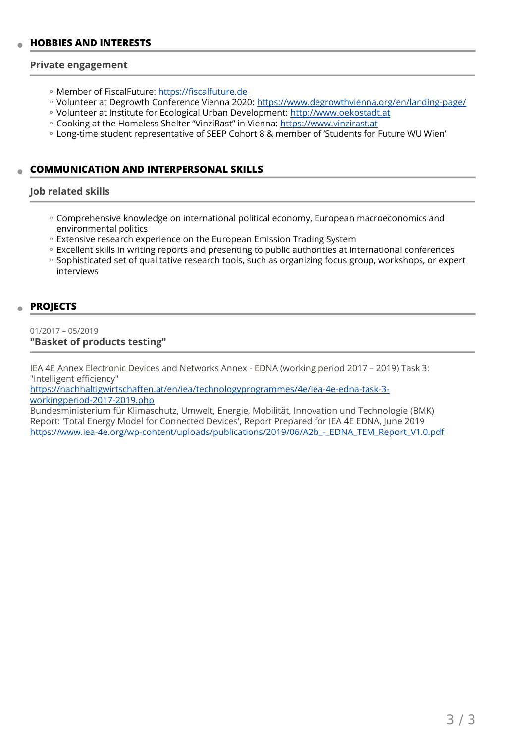## HOBBIES AND INTERESTS

### Private engagement

- Member of FiscalFuture: https://fiscalfuture.de
- Volunteer at Degrowth Conference Vienna 2020: https://www.degrowthvienna.org/en/landing-page/
- Volunteer at Institute for Ecological Urban Development: http://www.oekostadt.at
- Cooking at the Homeless Shelter "VinziRast" in Vienna: https://www.vinzirast.at
- Long-time student representative of SEEP Cohort 8 & member of 'Students for Future WU Wien'

## COMMUNICATION AND INTERPERSONAL SKILLS

### Job related skills

- Comprehensive knowledge on international political economy, European macroeconomics and environmental politics
- Extensive research expierence on the European Emission Trading System
- Excellent skills in writing reports and presenting to public authorities at international conferences
- Sophisticated set of qualitative research tools, such as organizing focus group, workshops, or expert interviews

## PROJECTS

01/2017 – 05/2019

### "Basket of products testing"

IEA 4E Annex Electronic Devices and Networks Annex - EDNA (working period 2017 – 2019) Task 3: "Intelligent efficiency"
https://nachhaltigwirtschaften.at/en/iea/technologyprogrammes/4e/iea-4e-edna-task-3-workingperiod-2017-2019.php
Bundesministerium für Klimaschutz, Umwelt, Energie, Mobilität, Innovation und Technologie (BMK)
Report: 'Total Energy Model for Connected Devices', Report Prepared for IEA 4E EDNA, June 2019
https://www.iea-4e.org/wp-content/uploads/publications/2019/06/A2b_-_EDNA_TEM_Report_V1.0.pdf